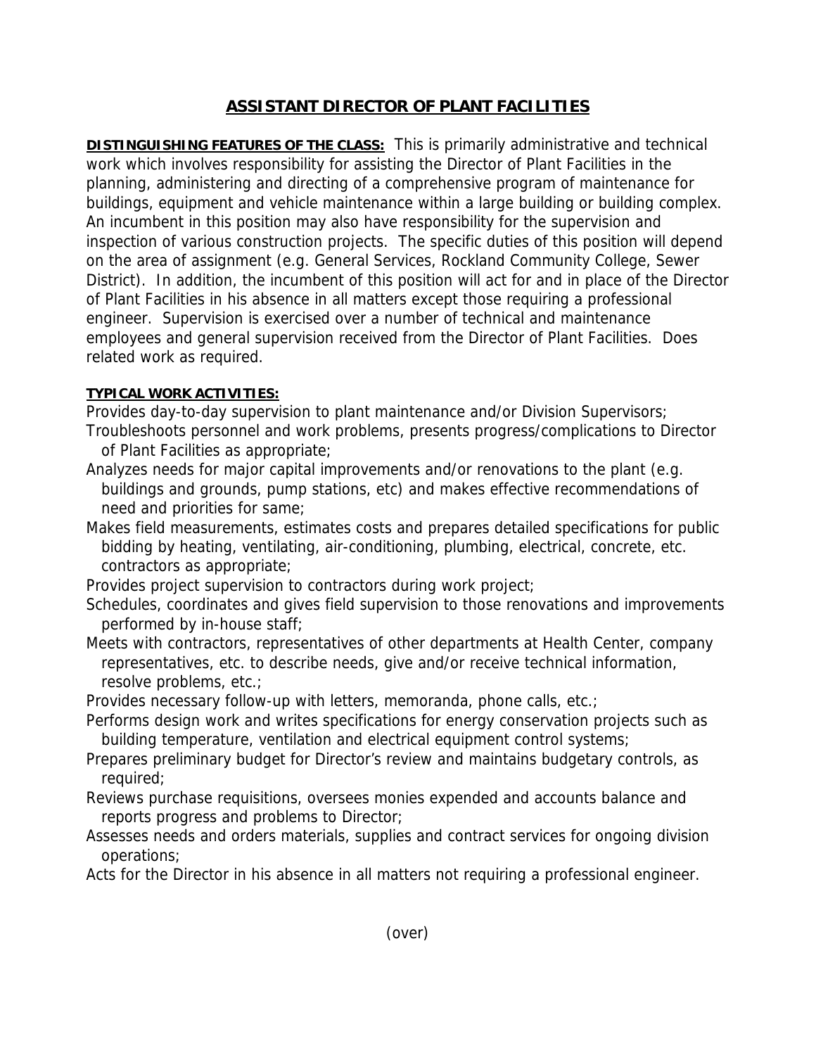# ASSISTANT DIRECTOR OF PLANT FACILITIES

**DISTINGUISHING FEATURES OF THE CLASS:** This is primarily administrative and technical work which involves responsibility for assisting the Director of Plant Facilities in the planning, administering and directing of a comprehensive program of maintenance for buildings, equipment and vehicle maintenance within a large building or building complex. An incumbent in this position may also have responsibility for the supervision and inspection of various construction projects. The specific duties of this position will depend on the area of assignment (e.g. General Services, Rockland Community College, Sewer District). In addition, the incumbent of this position will act for and in place of the Director of Plant Facilities in his absence in all matters except those requiring a professional engineer. Supervision is exercised over a number of technical and maintenance employees and general supervision received from the Director of Plant Facilities. Does related work as required.

**TYPICAL WORK ACTIVITIES:**

Provides day-to-day supervision to plant maintenance and/or Division Supervisors;

Troubleshoots personnel and work problems, presents progress/complications to Director of Plant Facilities as appropriate;

Analyzes needs for major capital improvements and/or renovations to the plant (e.g. buildings and grounds, pump stations, etc) and makes effective recommendations of need and priorities for same;

Makes field measurements, estimates costs and prepares detailed specifications for public bidding by heating, ventilating, air-conditioning, plumbing, electrical, concrete, etc. contractors as appropriate;

Provides project supervision to contractors during work project;

Schedules, coordinates and gives field supervision to those renovations and improvements performed by in-house staff;

Meets with contractors, representatives of other departments at Health Center, company representatives, etc. to describe needs, give and/or receive technical information, resolve problems, etc.;

Provides necessary follow-up with letters, memoranda, phone calls, etc.;

Performs design work and writes specifications for energy conservation projects such as building temperature, ventilation and electrical equipment control systems;

Prepares preliminary budget for Director's review and maintains budgetary controls, as required;

Reviews purchase requisitions, oversees monies expended and accounts balance and reports progress and problems to Director;

Assesses needs and orders materials, supplies and contract services for ongoing division operations;

Acts for the Director in his absence in all matters not requiring a professional engineer.

(over)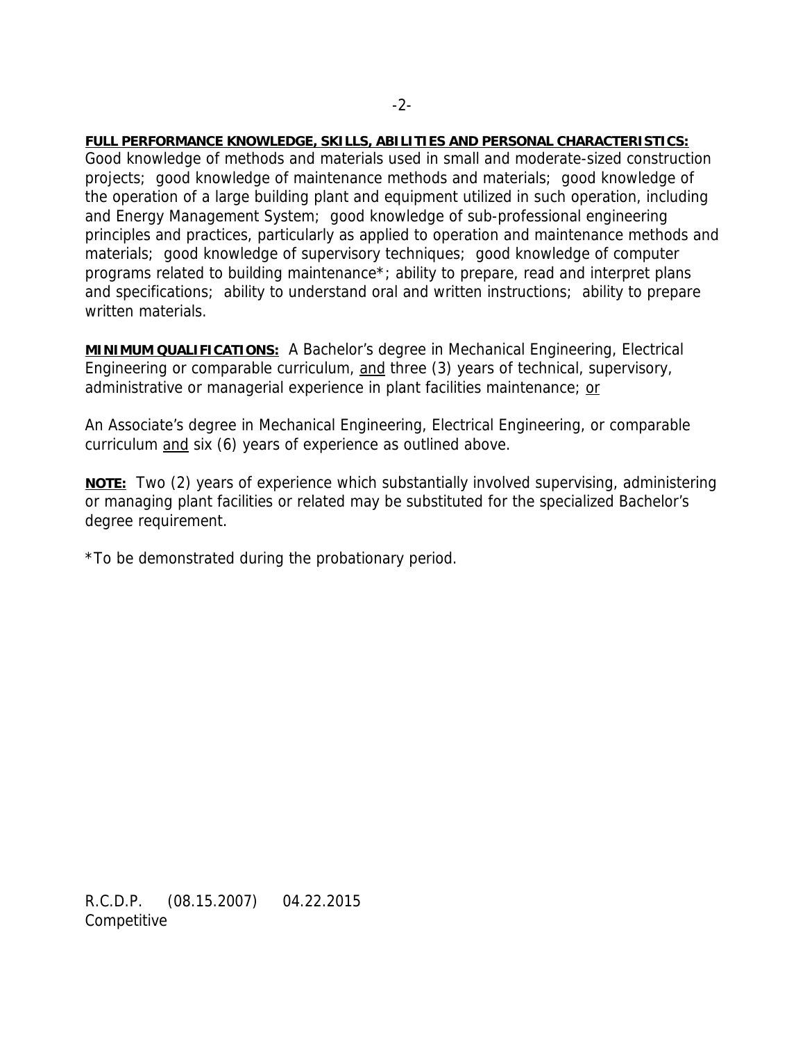**FULL PERFORMANCE KNOWLEDGE, SKILLS, ABILITIES AND PERSONAL CHARACTERISTICS:** Good knowledge of methods and materials used in small and moderate-sized construction projects; good knowledge of maintenance methods and materials; good knowledge of the operation of a large building plant and equipment utilized in such operation, including and Energy Management System; good knowledge of sub-professional engineering principles and practices, particularly as applied to operation and maintenance methods and materials; good knowledge of supervisory techniques; good knowledge of computer programs related to building maintenance*; ability to prepare, read and interpret plans and specifications; ability to understand oral and written instructions; ability to prepare written materials.

**MINIMUM QUALIFICATIONS:** A Bachelor's degree in Mechanical Engineering, Electrical Engineering or comparable curriculum, and three (3) years of technical, supervisory, administrative or managerial experience in plant facilities maintenance; or

An Associate's degree in Mechanical Engineering, Electrical Engineering, or comparable curriculum and six (6) years of experience as outlined above.

**NOTE:** Two (2) years of experience which substantially involved supervising, administering or managing plant facilities or related may be substituted for the specialized Bachelor's degree requirement.

*To be demonstrated during the probationary period.

R.C.D.P. (08.15.2007) 04.22.2015
Competitive